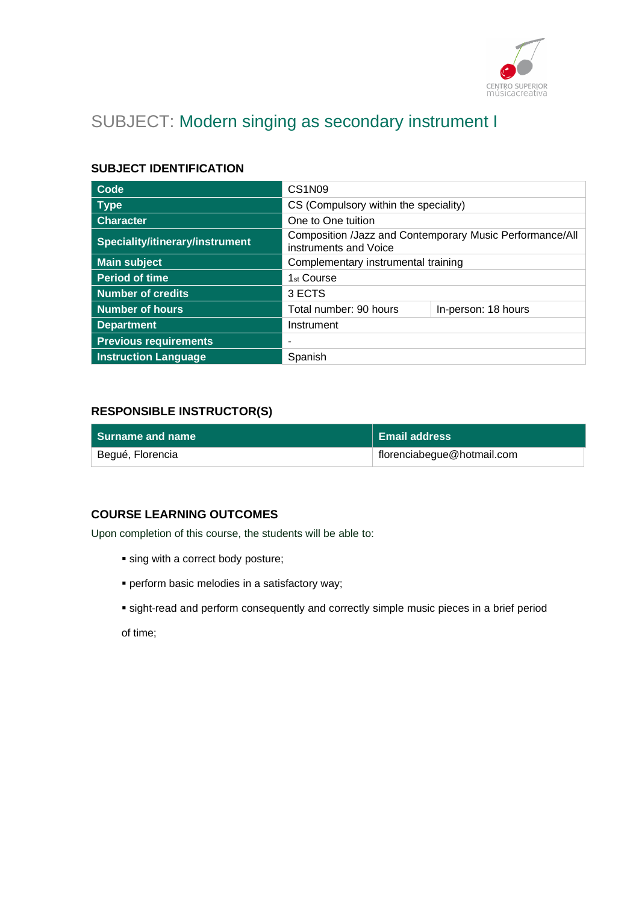# SUBJECT: Modern singing as secondary instrument I

## SUBJECT IDENTIFICATION

| | | |
|---|---|---|
| **Code** | CS1N09 | |
| **Type** | CS (Compulsory within the speciality) | |
| **Character** | One to One tuition | |
| **Speciality/itinerary/instrument** | Composition /Jazz and Contemporary Music Performance/All instruments and Voice | |
| **Main subject** | Complementary instrumental training | |
| **Period of time** | 1st Course | |
| **Number of credits** | 3 ECTS | |
| **Number of hours** | Total number: 90 hours | In-person: 18 hours |
| **Department** | Instrument | |
| **Previous requirements** | - | |
| **Instruction Language** | Spanish | |

## RESPONSIBLE INSTRUCTOR(S)

| Surname and name | Email address |
|---|---|
| Begué, Florencia | florenciabegue@hotmail.com |

## COURSE LEARNING OUTCOMES

Upon completion of this course, the students will be able to:

- sing with a correct body posture;
- perform basic melodies in a satisfactory way;
- sight-read and perform consequently and correctly simple music pieces in a brief period of time;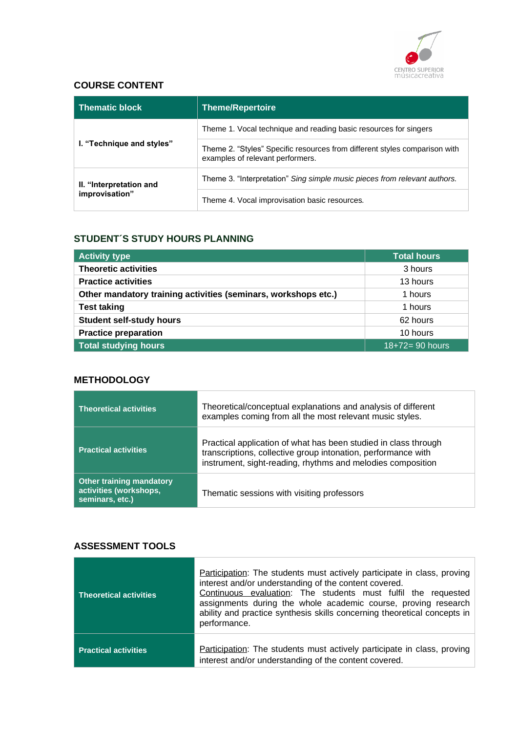## COURSE CONTENT

| Thematic block | Theme/Repertoire |
|---|---|
| **I. "Technique and styles"** | Theme 1. Vocal technique and reading basic resources for singers |
| | Theme 2. "Styles" Specific resources from different styles comparison with examples of relevant performers. |
| **II. "Interpretation and improvisation"** | Theme 3. "Interpretation" *Sing simple music pieces from relevant authors.* |
| | Theme 4. Vocal improvisation basic resources. |

## STUDENT´S STUDY HOURS PLANNING

| Activity type | Total hours |
|---|---|
| **Theoretic activities** | 3 hours |
| **Practice activities** | 13 hours |
| **Other mandatory training activities (seminars, workshops etc.)** | 1 hours |
| **Test taking** | 1 hours |
| **Student self-study hours** | 62 hours |
| **Practice preparation** | 10 hours |
| **Total studying hours** | 18+72= 90 hours |

## METHODOLOGY

| | |
|---|---|
| **Theoretical activities** | Theoretical/conceptual explanations and analysis of different examples coming from all the most relevant music styles. |
| **Practical activities** | Practical application of what has been studied in class through transcriptions, collective group intonation, performance with instrument, sight-reading, rhythms and melodies composition |
| **Other training mandatory activities (workshops, seminars, etc.)** | Thematic sessions with visiting professors |

## ASSESSMENT TOOLS

| | |
|---|---|
| **Theoretical activities** | Participation: The students must actively participate in class, proving interest and/or understanding of the content covered. Continuous evaluation: The students must fulfil the requested assignments during the whole academic course, proving research ability and practice synthesis skills concerning theoretical concepts in performance. |
| **Practical activities** | Participation: The students must actively participate in class, proving interest and/or understanding of the content covered. |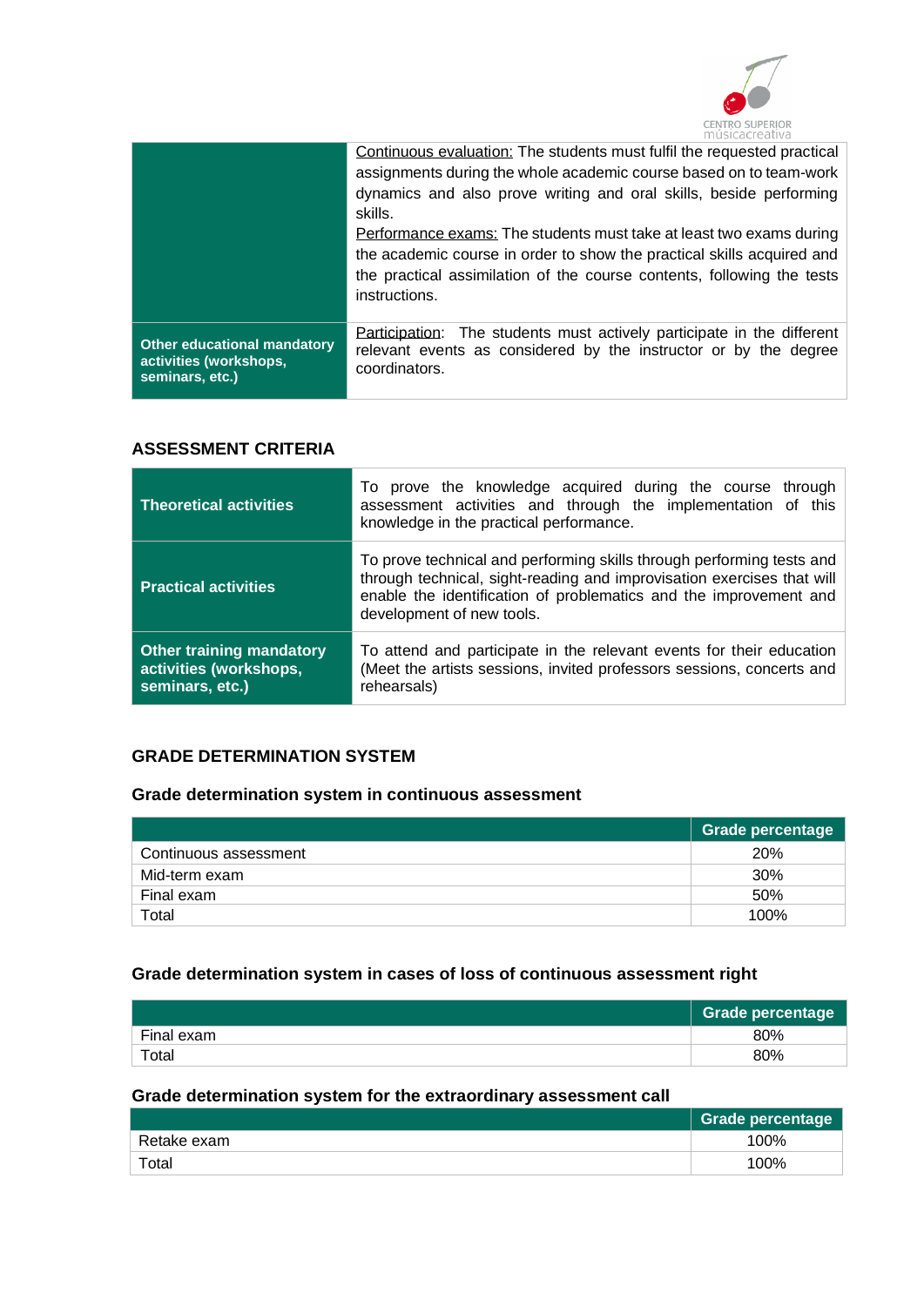| | |
|---|---|
| | Continuous evaluation: The students must fulfil the requested practical assignments during the whole academic course based on to team-work dynamics and also prove writing and oral skills, beside performing skills.<br>Performance exams: The students must take at least two exams during the academic course in order to show the practical skills acquired and the practical assimilation of the course contents, following the tests instructions. |
| **Other educational mandatory activities (workshops, seminars, etc.)** | Participation: The students must actively participate in the different relevant events as considered by the instructor or by the degree coordinators. |

## ASSESSMENT CRITERIA

| | |
|---|---|
| **Theoretical activities** | To prove the knowledge acquired during the course through assessment activities and through the implementation of this knowledge in the practical performance. |
| **Practical activities** | To prove technical and performing skills through performing tests and through technical, sight-reading and improvisation exercises that will enable the identification of problematics and the improvement and development of new tools. |
| **Other training mandatory activities (workshops, seminars, etc.)** | To attend and participate in the relevant events for their education (Meet the artists sessions, invited professors sessions, concerts and rehearsals) |

## GRADE DETERMINATION SYSTEM

### Grade determination system in continuous assessment

| | Grade percentage |
|---|---|
| Continuous assessment | 20% |
| Mid-term exam | 30% |
| Final exam | 50% |
| Total | 100% |

### Grade determination system in cases of loss of continuous assessment right

| | Grade percentage |
|---|---|
| Final exam | 80% |
| Total | 80% |

### Grade determination system for the extraordinary assessment call

| | Grade percentage |
|---|---|
| Retake exam | 100% |
| Total | 100% |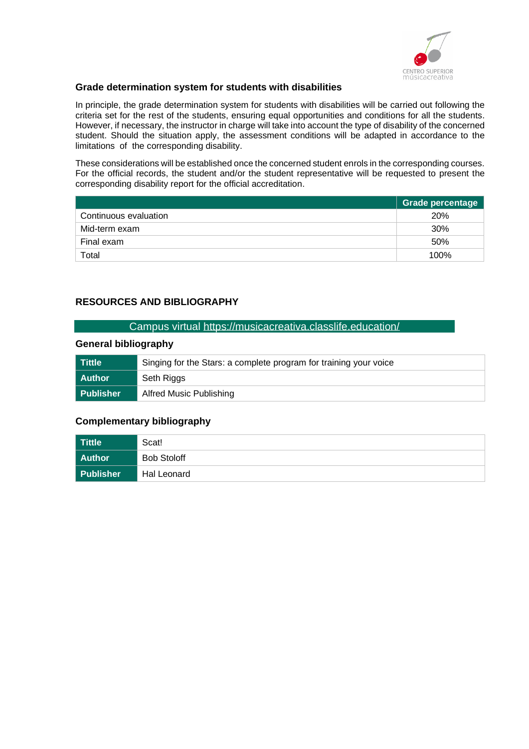### Grade determination system for students with disabilities

In principle, the grade determination system for students with disabilities will be carried out following the criteria set for the rest of the students, ensuring equal opportunities and conditions for all the students. However, if necessary, the instructor in charge will take into account the type of disability of the concerned student. Should the situation apply, the assessment conditions will be adapted in accordance to the limitations of the corresponding disability.

These considerations will be established once the concerned student enrols in the corresponding courses. For the official records, the student and/or the student representative will be requested to present the corresponding disability report for the official accreditation.

| | Grade percentage |
|---|---|
| Continuous evaluation | 20% |
| Mid-term exam | 30% |
| Final exam | 50% |
| Total | 100% |

## RESOURCES AND BIBLIOGRAPHY

Campus virtual https://musicacreativa.classlife.education/

### General bibliography

| | |
|---|---|
| **Tittle** | Singing for the Stars: a complete program for training your voice |
| **Author** | Seth Riggs |
| **Publisher** | Alfred Music Publishing |

### Complementary bibliography

| | |
|---|---|
| **Tittle** | Scat! |
| **Author** | Bob Stoloff |
| **Publisher** | Hal Leonard |